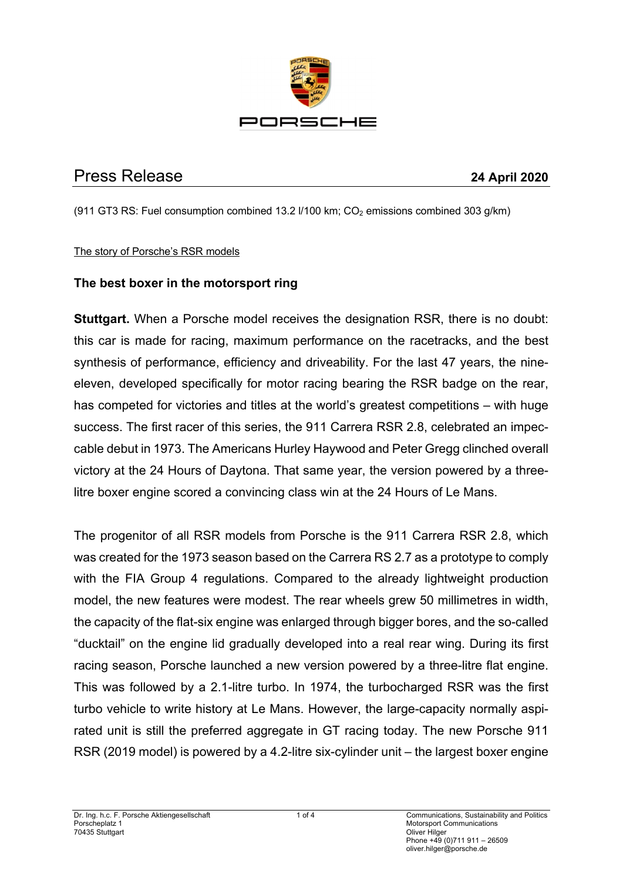# Press Release

**24 April 2020**

(911 GT3 RS: Fuel consumption combined 13.2 l/100 km; $CO_2$ emissions combined 303 g/km)

The story of Porsche's RSR models

## The best boxer in the motorsport ring

**Stuttgart.** When a Porsche model receives the designation RSR, there is no doubt: this car is made for racing, maximum performance on the racetracks, and the best synthesis of performance, efficiency and driveability. For the last 47 years, the nine-eleven, developed specifically for motor racing bearing the RSR badge on the rear, has competed for victories and titles at the world's greatest competitions – with huge success. The first racer of this series, the 911 Carrera RSR 2.8, celebrated an impeccable debut in 1973. The Americans Hurley Haywood and Peter Gregg clinched overall victory at the 24 Hours of Daytona. That same year, the version powered by a three-litre boxer engine scored a convincing class win at the 24 Hours of Le Mans.

The progenitor of all RSR models from Porsche is the 911 Carrera RSR 2.8, which was created for the 1973 season based on the Carrera RS 2.7 as a prototype to comply with the FIA Group 4 regulations. Compared to the already lightweight production model, the new features were modest. The rear wheels grew 50 millimetres in width, the capacity of the flat-six engine was enlarged through bigger bores, and the so-called "ducktail" on the engine lid gradually developed into a real rear wing. During its first racing season, Porsche launched a new version powered by a three-litre flat engine. This was followed by a 2.1-litre turbo. In 1974, the turbocharged RSR was the first turbo vehicle to write history at Le Mans. However, the large-capacity normally aspirated unit is still the preferred aggregate in GT racing today. The new Porsche 911 RSR (2019 model) is powered by a 4.2-litre six-cylinder unit – the largest boxer engine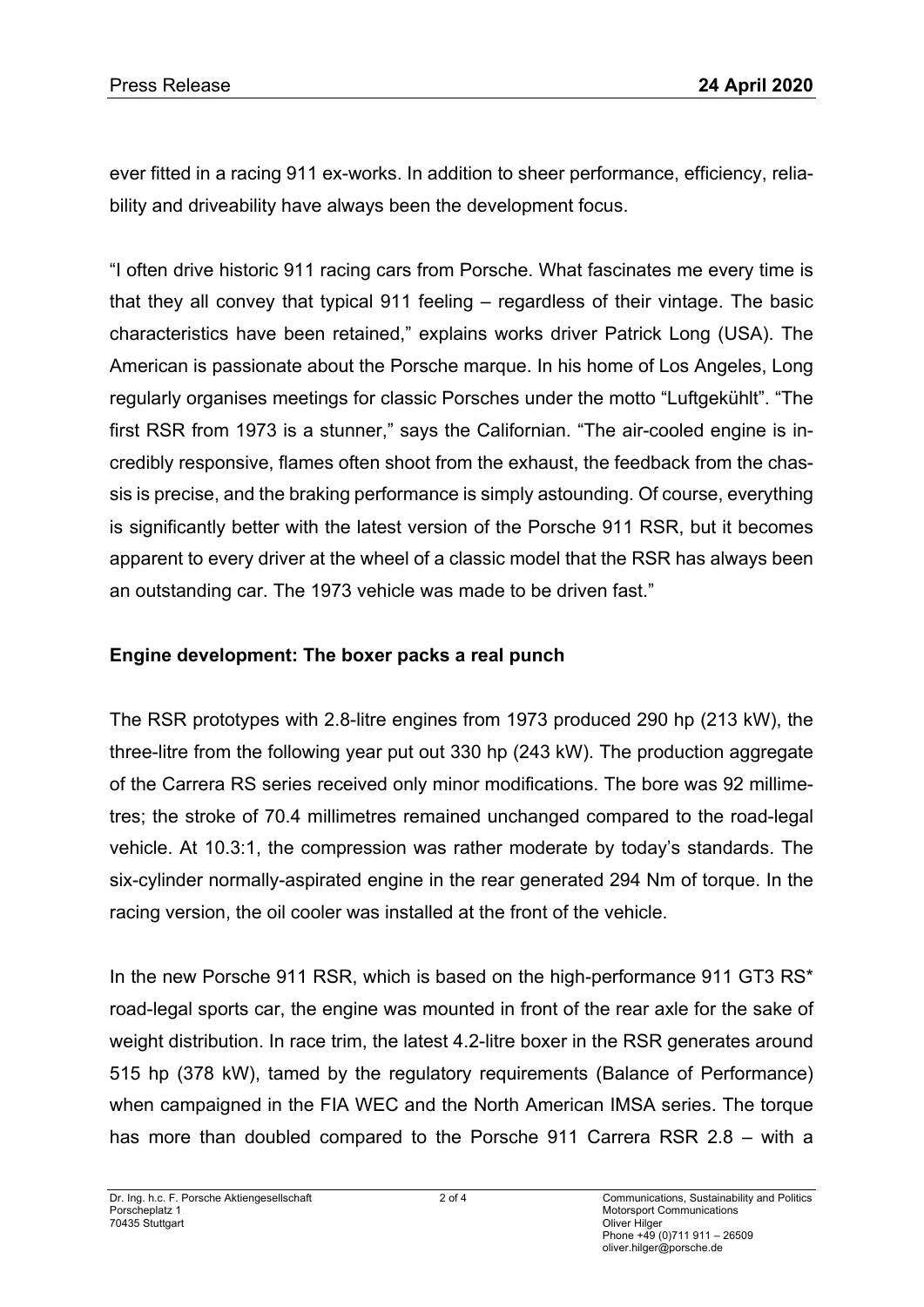ever fitted in a racing 911 ex-works. In addition to sheer performance, efficiency, reliability and driveability have always been the development focus.

"I often drive historic 911 racing cars from Porsche. What fascinates me every time is that they all convey that typical 911 feeling – regardless of their vintage. The basic characteristics have been retained," explains works driver Patrick Long (USA). The American is passionate about the Porsche marque. In his home of Los Angeles, Long regularly organises meetings for classic Porsches under the motto "Luftgekühlt". "The first RSR from 1973 is a stunner," says the Californian. "The air-cooled engine is incredibly responsive, flames often shoot from the exhaust, the feedback from the chassis is precise, and the braking performance is simply astounding. Of course, everything is significantly better with the latest version of the Porsche 911 RSR, but it becomes apparent to every driver at the wheel of a classic model that the RSR has always been an outstanding car. The 1973 vehicle was made to be driven fast."

**Engine development: The boxer packs a real punch**

The RSR prototypes with 2.8-litre engines from 1973 produced 290 hp (213 kW), the three-litre from the following year put out 330 hp (243 kW). The production aggregate of the Carrera RS series received only minor modifications. The bore was 92 millimetres; the stroke of 70.4 millimetres remained unchanged compared to the road-legal vehicle. At 10.3:1, the compression was rather moderate by today's standards. The six-cylinder normally-aspirated engine in the rear generated 294 Nm of torque. In the racing version, the oil cooler was installed at the front of the vehicle.

In the new Porsche 911 RSR, which is based on the high-performance 911 GT3 RS* road-legal sports car, the engine was mounted in front of the rear axle for the sake of weight distribution. In race trim, the latest 4.2-litre boxer in the RSR generates around 515 hp (378 kW), tamed by the regulatory requirements (Balance of Performance) when campaigned in the FIA WEC and the North American IMSA series. The torque has more than doubled compared to the Porsche 911 Carrera RSR 2.8 – with a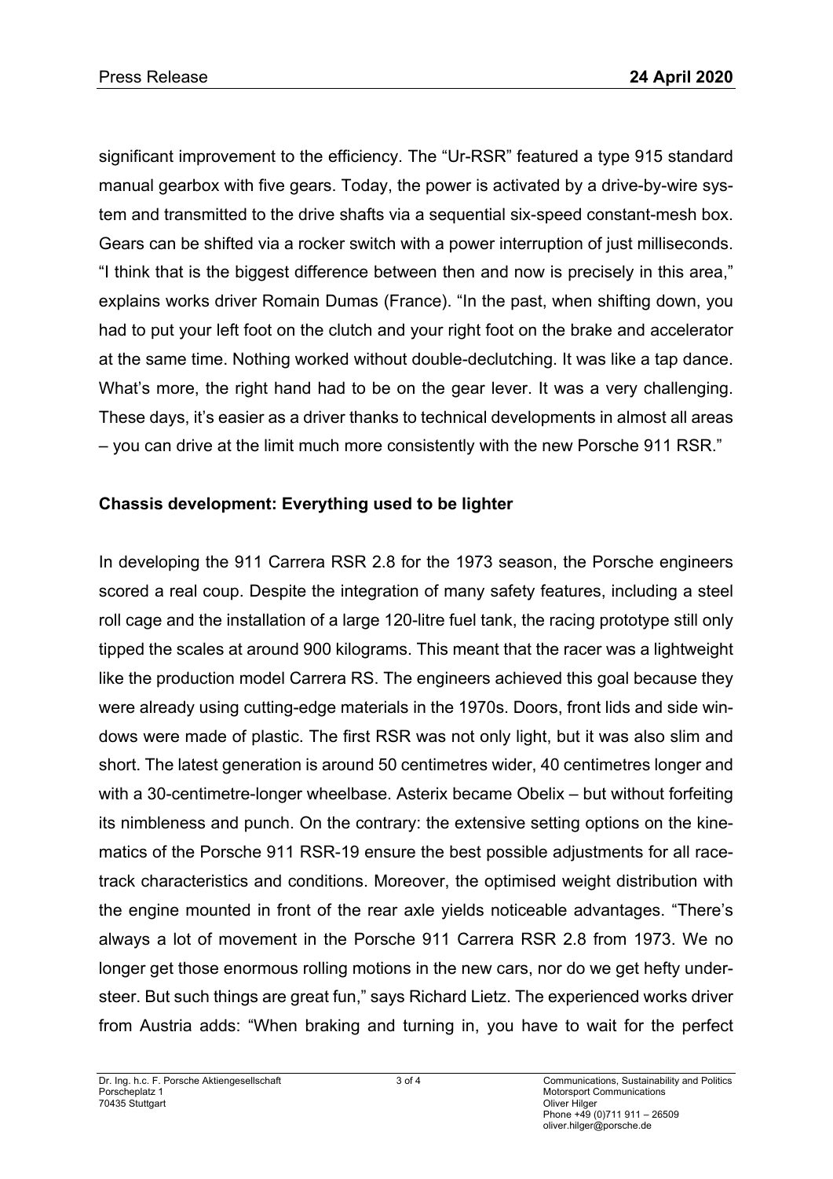significant improvement to the efficiency. The "Ur-RSR" featured a type 915 standard manual gearbox with five gears. Today, the power is activated by a drive-by-wire system and transmitted to the drive shafts via a sequential six-speed constant-mesh box. Gears can be shifted via a rocker switch with a power interruption of just milliseconds. "I think that is the biggest difference between then and now is precisely in this area," explains works driver Romain Dumas (France). "In the past, when shifting down, you had to put your left foot on the clutch and your right foot on the brake and accelerator at the same time. Nothing worked without double-declutching. It was like a tap dance. What's more, the right hand had to be on the gear lever. It was a very challenging. These days, it's easier as a driver thanks to technical developments in almost all areas – you can drive at the limit much more consistently with the new Porsche 911 RSR."

**Chassis development: Everything used to be lighter**

In developing the 911 Carrera RSR 2.8 for the 1973 season, the Porsche engineers scored a real coup. Despite the integration of many safety features, including a steel roll cage and the installation of a large 120-litre fuel tank, the racing prototype still only tipped the scales at around 900 kilograms. This meant that the racer was a lightweight like the production model Carrera RS. The engineers achieved this goal because they were already using cutting-edge materials in the 1970s. Doors, front lids and side windows were made of plastic. The first RSR was not only light, but it was also slim and short. The latest generation is around 50 centimetres wider, 40 centimetres longer and with a 30-centimetre-longer wheelbase. Asterix became Obelix – but without forfeiting its nimbleness and punch. On the contrary: the extensive setting options on the kinematics of the Porsche 911 RSR-19 ensure the best possible adjustments for all racetrack characteristics and conditions. Moreover, the optimised weight distribution with the engine mounted in front of the rear axle yields noticeable advantages. "There's always a lot of movement in the Porsche 911 Carrera RSR 2.8 from 1973. We no longer get those enormous rolling motions in the new cars, nor do we get hefty understeer. But such things are great fun," says Richard Lietz. The experienced works driver from Austria adds: "When braking and turning in, you have to wait for the perfect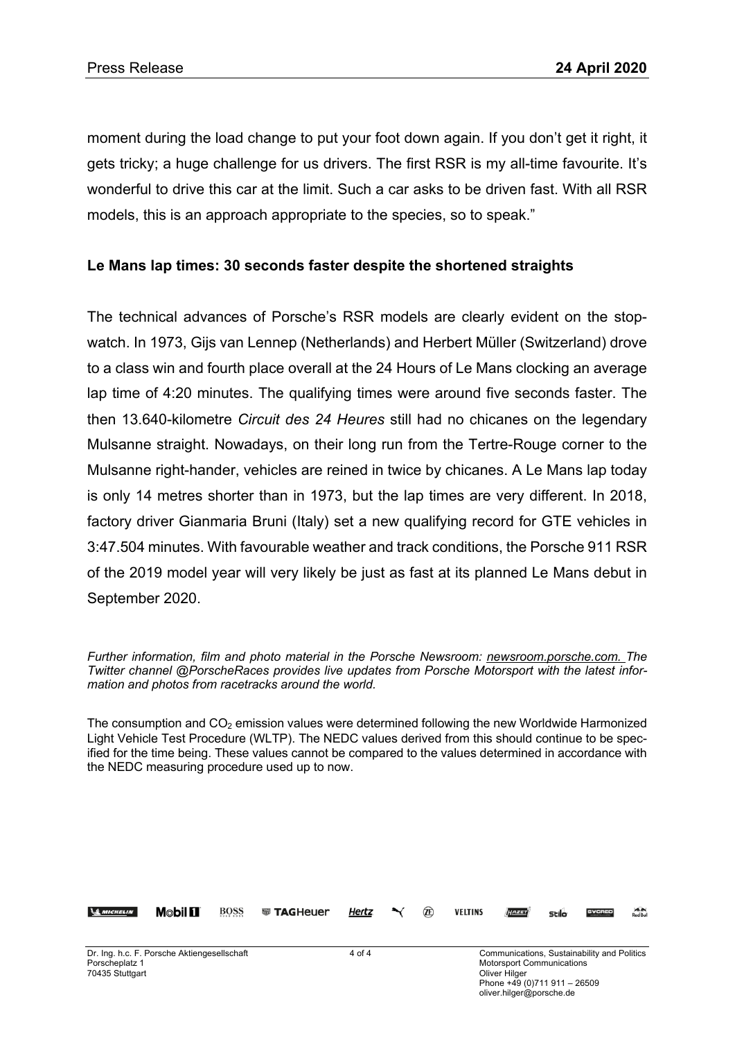moment during the load change to put your foot down again. If you don't get it right, it gets tricky; a huge challenge for us drivers. The first RSR is my all-time favourite. It's wonderful to drive this car at the limit. Such a car asks to be driven fast. With all RSR models, this is an approach appropriate to the species, so to speak."

**Le Mans lap times: 30 seconds faster despite the shortened straights**

The technical advances of Porsche's RSR models are clearly evident on the stop-watch. In 1973, Gijs van Lennep (Netherlands) and Herbert Müller (Switzerland) drove to a class win and fourth place overall at the 24 Hours of Le Mans clocking an average lap time of 4:20 minutes. The qualifying times were around five seconds faster. The then 13.640-kilometre *Circuit des 24 Heures* still had no chicanes on the legendary Mulsanne straight. Nowadays, on their long run from the Tertre-Rouge corner to the Mulsanne right-hander, vehicles are reined in twice by chicanes. A Le Mans lap today is only 14 metres shorter than in 1973, but the lap times are very different. In 2018, factory driver Gianmaria Bruni (Italy) set a new qualifying record for GTE vehicles in 3:47.504 minutes. With favourable weather and track conditions, the Porsche 911 RSR of the 2019 model year will very likely be just as fast at its planned Le Mans debut in September 2020.

*Further information, film and photo material in the Porsche Newsroom: newsroom.porsche.com. The Twitter channel @PorscheRaces provides live updates from Porsche Motorsport with the latest information and photos from racetracks around the world.*

The consumption and $CO_2$ emission values were determined following the new Worldwide Harmonized Light Vehicle Test Procedure (WLTP). The NEDC values derived from this should continue to be specified for the time being. These values cannot be compared to the values determined in accordance with the NEDC measuring procedure used up to now.

Dr. Ing. h.c. F. Porsche Aktiengesellschaft
Porscheplatz 1
70435 Stuttgart

Communications, Sustainability and Politics
Motorsport Communications
Oliver Hilger
Phone +49 (0)711 911 – 26509
oliver.hilger@porsche.de